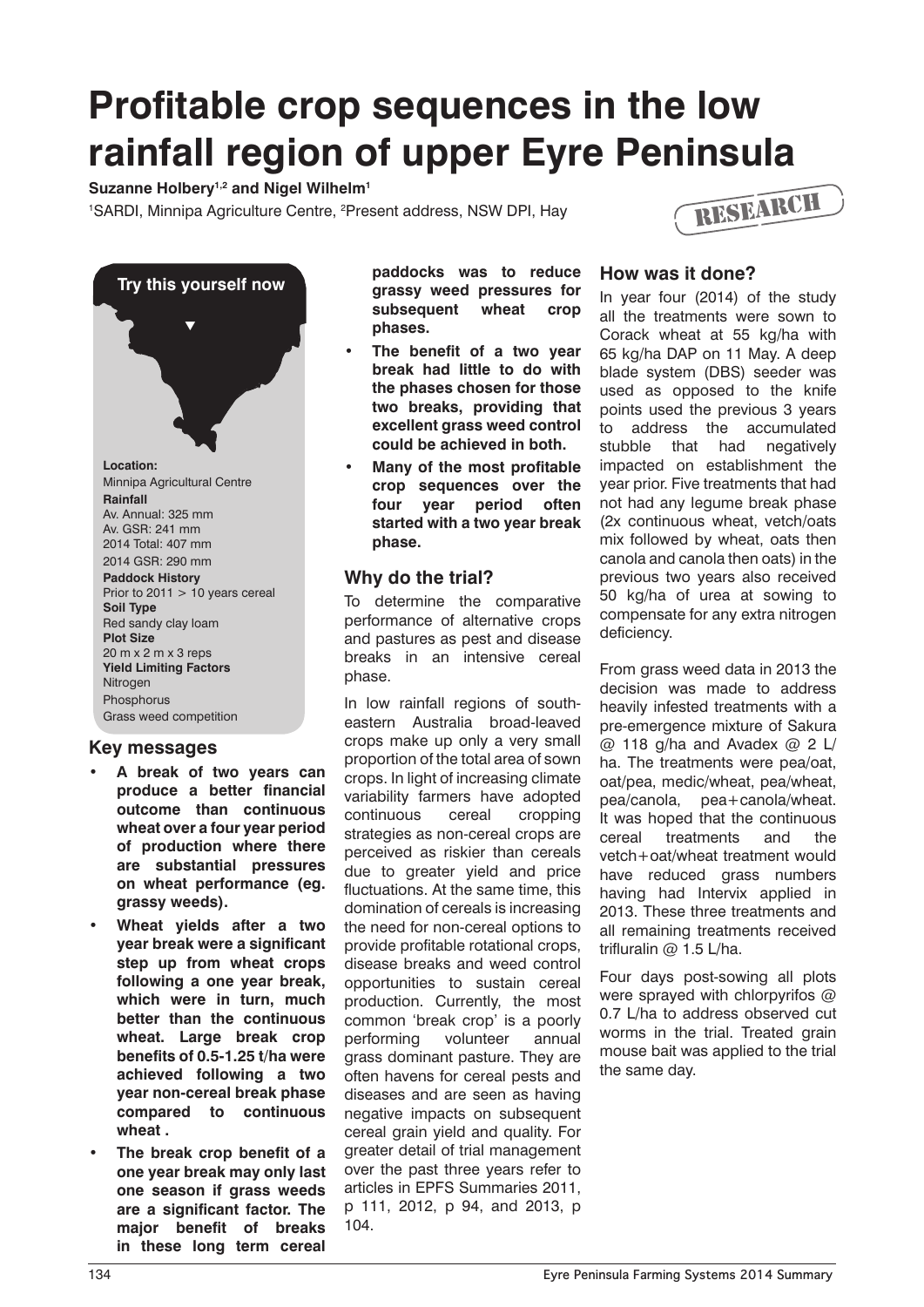# Profitable crop sequences in the low rainfall region of upper Eyre Peninsula

**Suzanne Holbery[1,2] and Nigel Wilhelm[1]**

[1]SARDI, Minnipa Agriculture Centre, [2]Present address, NSW DPI, Hay

RESEARCH

**Try this yourself now**

**Location:**
Minnipa Agricultural Centre

**Rainfall**
Av. Annual: 325 mm
Av. GSR: 241 mm
2014 Total: 407 mm
2014 GSR: 290 mm

**Paddock History**
Prior to 2011 > 10 years cereal

**Soil Type**
Red sandy clay loam

**Plot Size**
20 m x 2 m x 3 reps

**Yield Limiting Factors**
Nitrogen
Phosphorus
Grass weed competition

## Key messages

- **A break of two years can produce a better financial outcome than continuous wheat over a four year period of production where there are substantial pressures on wheat performance (eg. grassy weeds).**
- **Wheat yields after a two year break were a significant step up from wheat crops following a one year break, which were in turn, much better than the continuous wheat. Large break crop benefits of 0.5-1.25 t/ha were achieved following a two year non-cereal break phase compared to continuous wheat .**
- **The break crop benefit of a one year break may only last one season if grass weeds are a significant factor. The major benefit of breaks in these long term cereal paddocks was to reduce grassy weed pressures for subsequent wheat crop phases.**
- **The benefit of a two year break had little to do with the phases chosen for those two breaks, providing that excellent grass weed control could be achieved in both.**
- **Many of the most profitable crop sequences over the four year period often started with a two year break phase.**

## Why do the trial?

To determine the comparative performance of alternative crops and pastures as pest and disease breaks in an intensive cereal phase.

In low rainfall regions of south-eastern Australia broad-leaved crops make up only a very small proportion of the total area of sown crops. In light of increasing climate variability farmers have adopted continuous cereal cropping strategies as non-cereal crops are perceived as riskier than cereals due to greater yield and price fluctuations. At the same time, this domination of cereals is increasing the need for non-cereal options to provide profitable rotational crops, disease breaks and weed control opportunities to sustain cereal production. Currently, the most common 'break crop' is a poorly performing volunteer annual grass dominant pasture. They are often havens for cereal pests and diseases and are seen as having negative impacts on subsequent cereal grain yield and quality. For greater detail of trial management over the past three years refer to articles in EPFS Summaries 2011, p 111, 2012, p 94, and 2013, p 104.

## How was it done?

In year four (2014) of the study all the treatments were sown to Corack wheat at 55 kg/ha with 65 kg/ha DAP on 11 May. A deep blade system (DBS) seeder was used as opposed to the knife points used the previous 3 years to address the accumulated stubble that had negatively impacted on establishment the year prior. Five treatments that had not had any legume break phase (2x continuous wheat, vetch/oats mix followed by wheat, oats then canola and canola then oats) in the previous two years also received 50 kg/ha of urea at sowing to compensate for any extra nitrogen deficiency.

From grass weed data in 2013 the decision was made to address heavily infested treatments with a pre-emergence mixture of Sakura @ 118 g/ha and Avadex @ 2 L/ha. The treatments were pea/oat, oat/pea, medic/wheat, pea/wheat, pea/canola, pea+canola/wheat. It was hoped that the continuous cereal treatments and the vetch+oat/wheat treatment would have reduced grass numbers having had Intervix applied in 2013. These three treatments and all remaining treatments received trifluralin @ 1.5 L/ha.

Four days post-sowing all plots were sprayed with chlorpyrifos @ 0.7 L/ha to address observed cut worms in the trial. Treated grain mouse bait was applied to the trial the same day.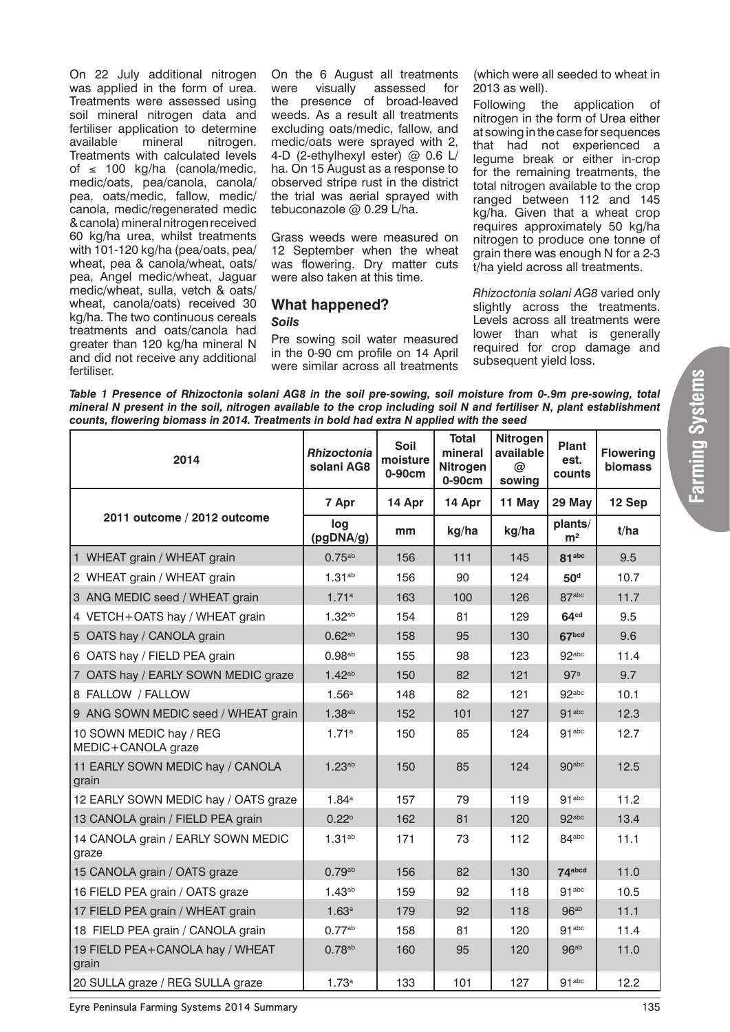On 22 July additional nitrogen was applied in the form of urea. Treatments were assessed using soil mineral nitrogen data and fertiliser application to determine available mineral nitrogen. Treatments with calculated levels of ≤ 100 kg/ha (canola/medic, medic/oats, pea/canola, canola/pea, oats/medic, fallow, medic/canola, medic/regenerated medic & canola) mineral nitrogen received 60 kg/ha urea, whilst treatments with 101-120 kg/ha (pea/oats, pea/wheat, pea & canola/wheat, oats/pea, Angel medic/wheat, Jaguar medic/wheat, sulla, vetch & oats/wheat, canola/oats) received 30 kg/ha. The two continuous cereals treatments and oats/canola had greater than 120 kg/ha mineral N and did not receive any additional fertiliser.

On the 6 August all treatments were visually assessed for the presence of broad-leaved weeds. As a result all treatments excluding oats/medic, fallow, and medic/oats were sprayed with 2, 4-D (2-ethylhexyl ester) @ 0.6 L/ha. On 15 August as a response to observed stripe rust in the district the trial was aerial sprayed with tebuconazole @ 0.29 L/ha.

Grass weeds were measured on 12 September when the wheat was flowering. Dry matter cuts were also taken at this time.

## What happened?

### *Soils*

Pre sowing soil water measured in the 0-90 cm profile on 14 April were similar across all treatments (which were all seeded to wheat in 2013 as well).

Following the application of nitrogen in the form of Urea either at sowing in the case for sequences that had not experienced a legume break or either in-crop for the remaining treatments, the total nitrogen available to the crop ranged between 112 and 145 kg/ha. Given that a wheat crop requires approximately 50 kg/ha nitrogen to produce one tonne of grain there was enough N for a 2-3 t/ha yield across all treatments.

*Rhizoctonia solani AG8* varied only slightly across the treatments. Levels across all treatments were lower than what is generally required for crop damage and subsequent yield loss.

***Table 1 Presence of Rhizoctonia solani AG8 in the soil pre-sowing, soil moisture from 0-.9m pre-sowing, total mineral N present in the soil, nitrogen available to the crop including soil N and fertiliser N, plant establishment counts, flowering biomass in 2014. Treatments in bold had extra N applied with the seed***

| 2014 | *Rhizoctonia solani* AG8 | Soil moisture 0-90cm | Total mineral Nitrogen 0-90cm | Nitrogen available @ sowing | Plant est. counts | Flowering biomass |
|---|---|---|---|---|---|---|
| | 7 Apr | 14 Apr | 14 Apr | 11 May | 29 May | 12 Sep |
| 2011 outcome / 2012 outcome | log (pgDNA/g) | mm | kg/ha | kg/ha | plants/m² | t/ha |
| 1 WHEAT grain / WHEAT grain | 0.75[ab] | 156 | 111 | 145 | **81[abc]** | 9.5 |
| 2 WHEAT grain / WHEAT grain | 1.31[ab] | 156 | 90 | 124 | **50[d]** | 10.7 |
| 3 ANG MEDIC seed / WHEAT grain | 1.71[a] | 163 | 100 | 126 | 87[abc] | 11.7 |
| 4 VETCH+OATS hay / WHEAT grain | 1.32[ab] | 154 | 81 | 129 | **64[cd]** | 9.5 |
| 5 OATS hay / CANOLA grain | 0.62[ab] | 158 | 95 | 130 | **67[bcd]** | 9.6 |
| 6 OATS hay / FIELD PEA grain | 0.98[ab] | 155 | 98 | 123 | 92[abc] | 11.4 |
| 7 OATS hay / EARLY SOWN MEDIC graze | 1.42[ab] | 150 | 82 | 121 | 97[a] | 9.7 |
| 8 FALLOW / FALLOW | 1.56[a] | 148 | 82 | 121 | 92[abc] | 10.1 |
| 9 ANG SOWN MEDIC seed / WHEAT grain | 1.38[ab] | 152 | 101 | 127 | 91[abc] | 12.3 |
| 10 SOWN MEDIC hay / REG MEDIC+CANOLA graze | 1.71[a] | 150 | 85 | 124 | 91[abc] | 12.7 |
| 11 EARLY SOWN MEDIC hay / CANOLA grain | 1.23[ab] | 150 | 85 | 124 | 90[abc] | 12.5 |
| 12 EARLY SOWN MEDIC hay / OATS graze | 1.84[a] | 157 | 79 | 119 | 91[abc] | 11.2 |
| 13 CANOLA grain / FIELD PEA grain | 0.22[b] | 162 | 81 | 120 | 92[abc] | 13.4 |
| 14 CANOLA grain / EARLY SOWN MEDIC graze | 1.31[ab] | 171 | 73 | 112 | 84[abc] | 11.1 |
| 15 CANOLA grain / OATS graze | 0.79[ab] | 156 | 82 | 130 | **74[abcd]** | 11.0 |
| 16 FIELD PEA grain / OATS graze | 1.43[ab] | 159 | 92 | 118 | 91[abc] | 10.5 |
| 17 FIELD PEA grain / WHEAT grain | 1.63[a] | 179 | 92 | 118 | 96[ab] | 11.1 |
| 18 FIELD PEA grain / CANOLA grain | 0.77[ab] | 158 | 81 | 120 | 91[abc] | 11.4 |
| 19 FIELD PEA+CANOLA hay / WHEAT grain | 0.78[ab] | 160 | 95 | 120 | 96[ab] | 11.0 |
| 20 SULLA graze / REG SULLA graze | 1.73[a] | 133 | 101 | 127 | 91[abc] | 12.2 |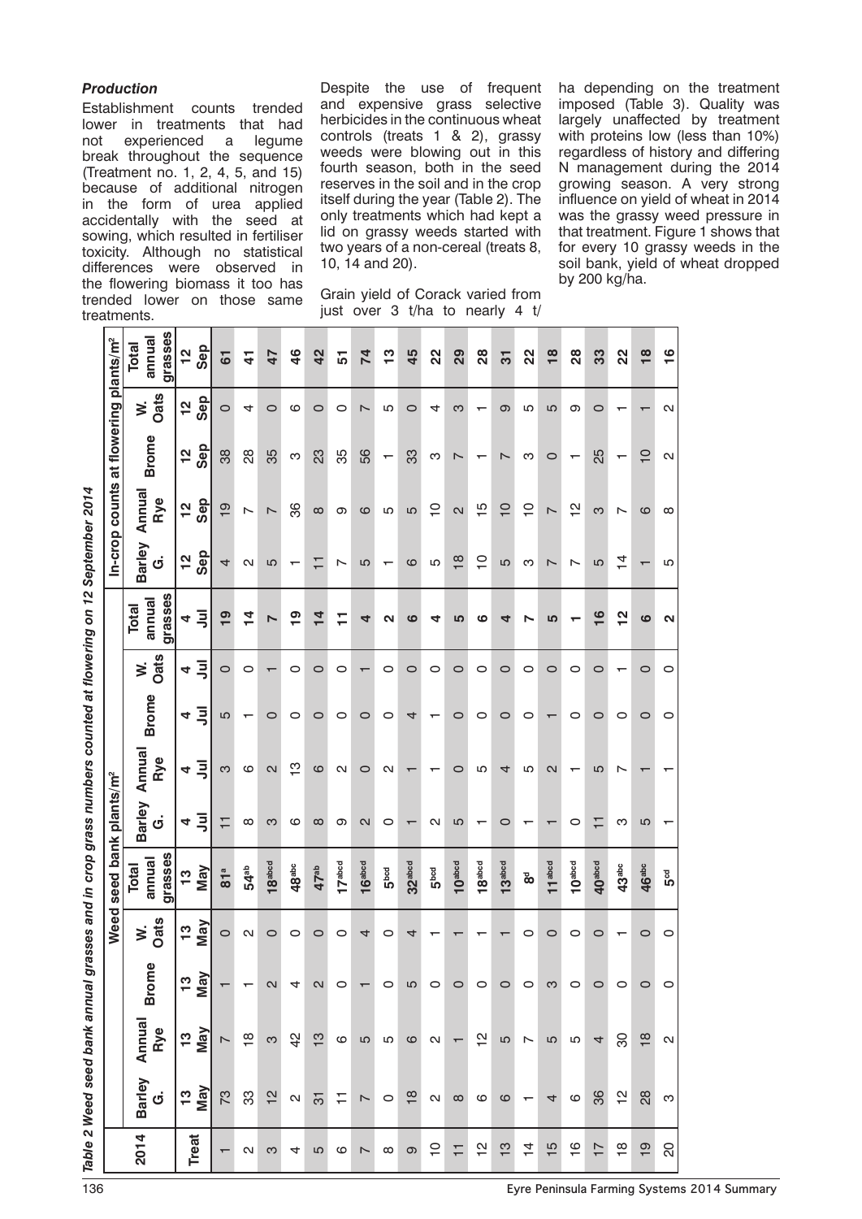### *Production*

Establishment counts trended lower in treatments that had not experienced a legume break throughout the sequence (Treatment no. 1, 2, 4, 5, and 15) because of additional nitrogen in the form of urea applied accidentally with the seed at sowing, which resulted in fertiliser toxicity. Although no statistical differences were observed in the flowering biomass it too has trended lower on those same treatments.

Despite the use of frequent and expensive grass selective herbicides in the continuous wheat controls (treats 1 & 2), grassy weeds were blowing out in this fourth season, both in the seed reserves in the soil and in the crop itself during the year (Table 2). The only treatments which had kept a lid on grassy weeds started with two years of a non-cereal (treats 8, 10, 14 and 20).

Grain yield of Corack varied from just over 3 t/ha to nearly 4 t/ha depending on the treatment imposed (Table 3). Quality was largely unaffected by treatment with proteins low (less than 10%) regardless of history and differing N management during the 2014 growing season. A very strong influence on yield of wheat in 2014 was the grassy weed pressure in that treatment. Figure 1 shows that for every 10 grassy weeds in the soil bank, yield of wheat dropped by 200 kg/ha.

*Table 2 Weed seed bank annual grasses and in crop grass numbers counted at flowering on 12 September 2014*

| 2014 | Weed seed bank plants/m² | | | | | | | | | | In-crop counts at flowering plants/m² | | | | |
|---|---|---|---|---|---|---|---|---|---|---|---|---|---|---|---|
| | Barley G. | Annual Rye | Brome | W. Oats | Total annual grasses | Barley G. | Annual Rye | Brome | W. Oats | Total annual grasses | Barley G. | Annual Rye | Brome | W. Oats | Total annual grasses |
| Treat | 13 May | 13 May | 13 May | 13 May | 13 May | 4 Jul | 4 Jul | 4 Jul | 4 Jul | 4 Jul | 12 Sep | 12 Sep | 12 Sep | 12 Sep | 12 Sep |
| 1 | 73 | 7 | 1 | 0 | **81[a]** | 11 | 3 | 5 | 0 | **19** | 4 | 19 | 38 | 0 | **61** |
| 2 | 33 | 18 | 1 | 2 | **54[ab]** | 8 | 6 | 1 | 0 | **14** | 2 | 7 | 28 | 4 | **41** |
| 3 | 12 | 3 | 2 | 0 | **18[abcd]** | 3 | 2 | 0 | 1 | **7** | 5 | 7 | 35 | 0 | **47** |
| 4 | 2 | 42 | 4 | 0 | **48[abc]** | 6 | 13 | 0 | 0 | **19** | 1 | 36 | 3 | 6 | **46** |
| 5 | 31 | 13 | 2 | 0 | **47[ab]** | 8 | 6 | 0 | 0 | **14** | 11 | 8 | 23 | 0 | **42** |
| 6 | 11 | 6 | 0 | 0 | **17[abcd]** | 9 | 2 | 0 | 0 | **11** | 7 | 9 | 35 | 0 | **51** |
| 7 | 7 | 5 | 1 | 4 | **16[abcd]** | 2 | 0 | 0 | 1 | **4** | 5 | 6 | 56 | 7 | **74** |
| 8 | 0 | 5 | 0 | 0 | **5[bcd]** | 0 | 2 | 0 | 0 | **2** | 1 | 5 | 1 | 5 | **13** |
| 9 | 18 | 6 | 5 | 4 | **32[abcd]** | 1 | 1 | 4 | 0 | **6** | 6 | 5 | 33 | 0 | **45** |
| 10 | 2 | 2 | 0 | 1 | **5[bcd]** | 2 | 1 | 1 | 0 | **4** | 5 | 10 | 3 | 4 | **22** |
| 11 | 8 | 1 | 0 | 1 | **10[abcd]** | 5 | 0 | 0 | 0 | **5** | 18 | 2 | 7 | 3 | **29** |
| 12 | 6 | 12 | 0 | 1 | **18[abcd]** | 1 | 5 | 0 | 0 | **6** | 10 | 15 | 1 | 1 | **28** |
| 13 | 6 | 5 | 0 | 1 | **13[abcd]** | 0 | 4 | 0 | 0 | **4** | 5 | 10 | 7 | 9 | **31** |
| 14 | 1 | 7 | 0 | 0 | **8[d]** | 1 | 5 | 0 | 0 | **7** | 3 | 10 | 3 | 5 | **22** |
| 15 | 4 | 5 | 3 | 0 | **11[abcd]** | 1 | 2 | 1 | 0 | **5** | 7 | 7 | 0 | 5 | **18** |
| 16 | 6 | 5 | 0 | 0 | **10[abcd]** | 0 | 1 | 0 | 0 | **1** | 7 | 12 | 1 | 9 | **28** |
| 17 | 36 | 4 | 0 | 0 | **40[abcd]** | 11 | 5 | 0 | 0 | **16** | 5 | 3 | 25 | 0 | **33** |
| 18 | 12 | 30 | 0 | 1 | **43[abc]** | 3 | 7 | 0 | 1 | **12** | 14 | 7 | 1 | 1 | **22** |
| 19 | 28 | 18 | 0 | 0 | **46[abc]** | 5 | 1 | 0 | 0 | **6** | 1 | 6 | 10 | 1 | **18** |
| 20 | 3 | 2 | 0 | 0 | **5[cd]** | 1 | 1 | 0 | 0 | **2** | 5 | 8 | 2 | 2 | **16** |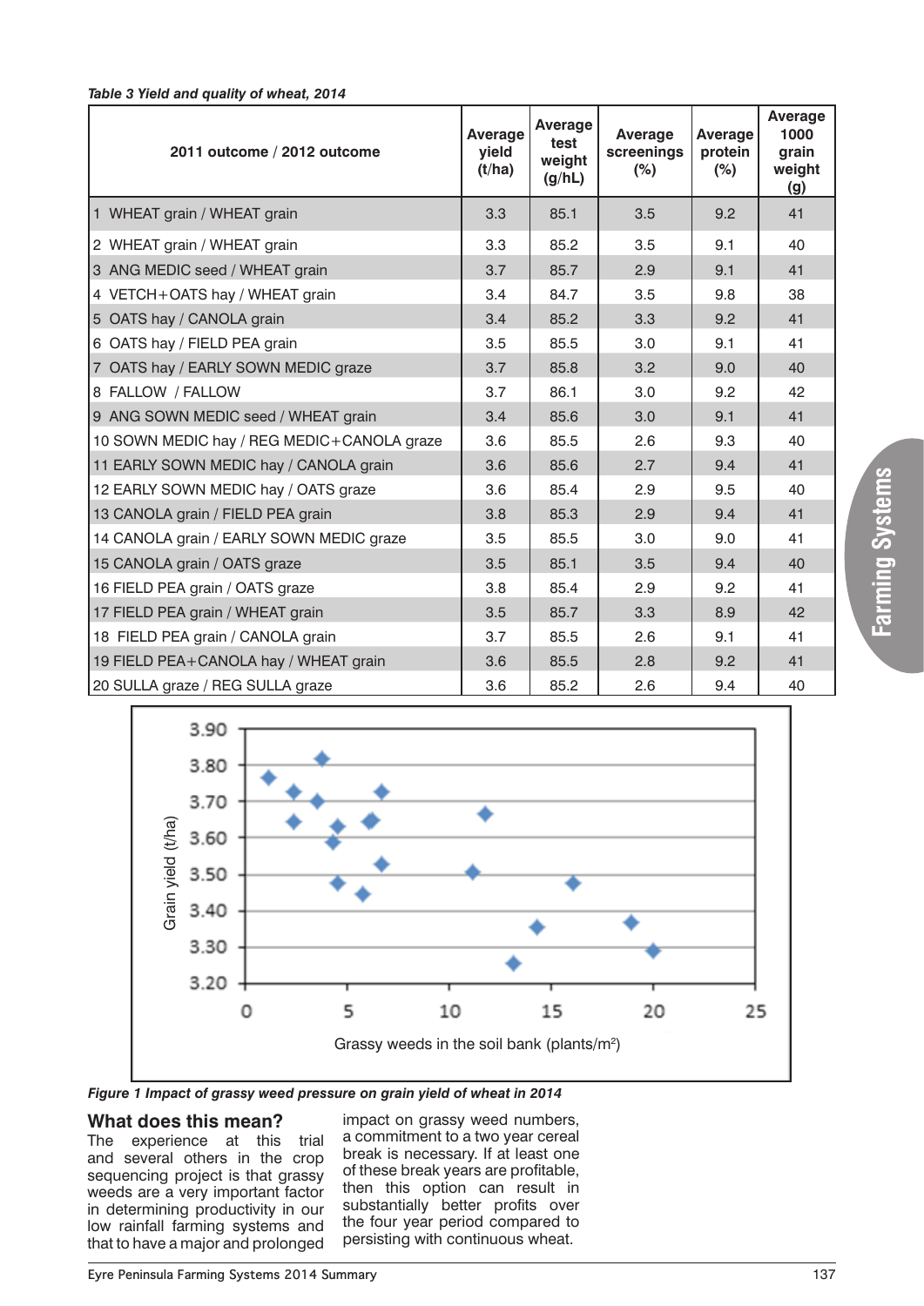*Table 3 Yield and quality of wheat, 2014*

| 2011 outcome / 2012 outcome | Average yield (t/ha) | Average test weight (g/hL) | Average screenings (%) | Average protein (%) | Average 1000 grain weight (g) |
|---|---|---|---|---|---|
| 1 WHEAT grain / WHEAT grain | 3.3 | 85.1 | 3.5 | 9.2 | 41 |
| 2 WHEAT grain / WHEAT grain | 3.3 | 85.2 | 3.5 | 9.1 | 40 |
| 3 ANG MEDIC seed / WHEAT grain | 3.7 | 85.7 | 2.9 | 9.1 | 41 |
| 4 VETCH+OATS hay / WHEAT grain | 3.4 | 84.7 | 3.5 | 9.8 | 38 |
| 5 OATS hay / CANOLA grain | 3.4 | 85.2 | 3.3 | 9.2 | 41 |
| 6 OATS hay / FIELD PEA grain | 3.5 | 85.5 | 3.0 | 9.1 | 41 |
| 7 OATS hay / EARLY SOWN MEDIC graze | 3.7 | 85.8 | 3.2 | 9.0 | 40 |
| 8 FALLOW / FALLOW | 3.7 | 86.1 | 3.0 | 9.2 | 42 |
| 9 ANG SOWN MEDIC seed / WHEAT grain | 3.4 | 85.6 | 3.0 | 9.1 | 41 |
| 10 SOWN MEDIC hay / REG MEDIC+CANOLA graze | 3.6 | 85.5 | 2.6 | 9.3 | 40 |
| 11 EARLY SOWN MEDIC hay / CANOLA grain | 3.6 | 85.6 | 2.7 | 9.4 | 41 |
| 12 EARLY SOWN MEDIC hay / OATS graze | 3.6 | 85.4 | 2.9 | 9.5 | 40 |
| 13 CANOLA grain / FIELD PEA grain | 3.8 | 85.3 | 2.9 | 9.4 | 41 |
| 14 CANOLA grain / EARLY SOWN MEDIC graze | 3.5 | 85.5 | 3.0 | 9.0 | 41 |
| 15 CANOLA grain / OATS graze | 3.5 | 85.1 | 3.5 | 9.4 | 40 |
| 16 FIELD PEA grain / OATS graze | 3.8 | 85.4 | 2.9 | 9.2 | 41 |
| 17 FIELD PEA grain / WHEAT grain | 3.5 | 85.7 | 3.3 | 8.9 | 42 |
| 18 FIELD PEA grain / CANOLA grain | 3.7 | 85.5 | 2.6 | 9.1 | 41 |
| 19 FIELD PEA+CANOLA hay / WHEAT grain | 3.6 | 85.5 | 2.8 | 9.2 | 41 |
| 20 SULLA graze / REG SULLA graze | 3.6 | 85.2 | 2.6 | 9.4 | 40 |

*Figure 1 Impact of grassy weed pressure on grain yield of wheat in 2014*

## What does this mean?

The experience at this trial and several others in the crop sequencing project is that grassy weeds are a very important factor in determining productivity in our low rainfall farming systems and that to have a major and prolonged impact on grassy weed numbers, a commitment to a two year cereal break is necessary. If at least one of these break years are profitable, then this option can result in substantially better profits over the four year period compared to persisting with continuous wheat.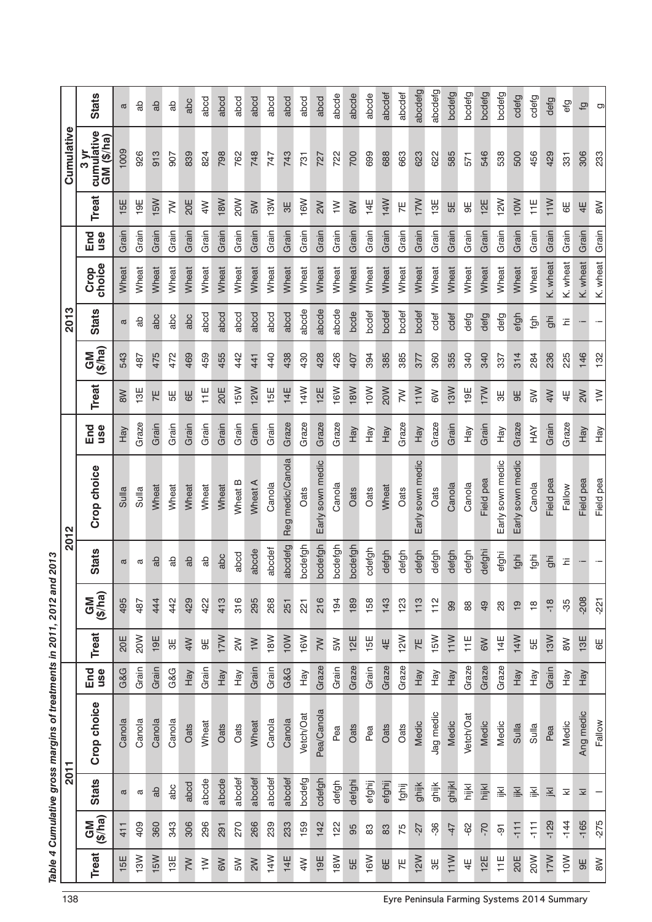*Table 4 Cumulative gross margins of treatments in 2011, 2012 and 2013*

| 2011 | | | | | 2012 | | | | | 2013 | | | | | Cumulative | | |
|---|---|---|---|---|---|---|---|---|---|---|---|---|---|---|---|---|---|
| Treat | GM ($/ha) | Stats | Crop choice | End use | Treat | GM ($/ha) | Stats | Crop choice | End use | Treat | GM ($/ha) | Stats | Crop choice | End use | Treat | 3 yr cumulative GM ($/ha) | Stats |
| 15E | 411 | a | Canola | G&G | 20E | 495 | a | Sulla | Hay | 8W | 543 | a | Wheat | Grain | 15E | 1009 | a |
| 13W | 409 | a | Canola | Grain | 20W | 487 | a | Sulla | Graze | 13E | 487 | ab | Wheat | Grain | 19E | 926 | ab |
| 15W | 360 | ab | Canola | Grain | 19E | 444 | ab | Wheat | Grain | 7E | 475 | abc | Wheat | Grain | 15W | 913 | ab |
| 13E | 343 | abc | Canola | G&G | 3E | 442 | ab | Wheat | Grain | 5E | 472 | abc | Wheat | Grain | 7W | 907 | ab |
| 7W | 306 | abcd | Oats | Hay | 4W | 429 | ab | Wheat | Grain | 6E | 469 | abc | Wheat | Grain | 20E | 839 | abc |
| 1W | 296 | abcde | Wheat | Grain | 9E | 422 | ab | Wheat | Grain | 11E | 459 | abcd | Wheat | Grain | 4W | 824 | abcd |
| 6W | 291 | abcde | Oats | Hay | 17W | 413 | abc | Wheat | Grain | 20E | 455 | abcd | Wheat | Grain | 18W | 798 | abcd |
| 5W | 270 | abcdef | Oats | Hay | 2W | 316 | abcd | Wheat B | Grain | 15W | 442 | abcd | Wheat | Grain | 20W | 762 | abcd |
| 2W | 266 | abcdef | Wheat | Grain | 1W | 295 | abcde | Wheat A | Grain | 12W | 441 | abcd | Wheat | Grain | 5W | 748 | abcd |
| 14W | 239 | abcdef | Canola | Grain | 18W | 268 | abcdef | Canola | Grain | 15E | 440 | abcd | Wheat | Grain | 13W | 747 | abcd |
| 14E | 233 | abcdef | Canola | G&G | 10W | 251 | abcdefg | Reg medic/Canola | Graze | 14E | 438 | abcd | Wheat | Grain | 3E | 743 | abcd |
| 4W | 159 | bcdefg | Vetch/Oat | Hay | 16W | 221 | bcdefgh | Oats | Graze | 14W | 430 | abcde | Wheat | Grain | 16W | 731 | abcd |
| 19E | 142 | cdefgh | Pea/Canola | Graze | 7W | 216 | bcdefgh | Early sown medic | Graze | 12E | 428 | abcde | Wheat | Grain | 2W | 727 | abcd |
| 18W | 122 | defgh | Pea | Grain | 5W | 194 | bcdefgh | Canola | Graze | 16W | 426 | abcde | Wheat | Grain | 1W | 722 | abcde |
| 5E | 95 | defghi | Oats | Graze | 12E | 189 | bcdefgh | Oats | Hay | 18W | 407 | bcde | Wheat | Grain | 6W | 700 | abcde |
| 16W | 83 | efghij | Pea | Grain | 15E | 158 | cdefgh | Oats | Hay | 10W | 394 | bcdef | Wheat | Grain | 14E | 699 | abcde |
| 6E | 83 | efghij | Oats | Graze | 4E | 143 | defgh | Wheat | Hay | 20W | 385 | bcdef | Wheat | Grain | 14W | 688 | abcdef |
| 7E | 75 | fghij | Oats | Graze | 12W | 123 | defgh | Oats | Graze | 7W | 385 | bcdef | Wheat | Grain | 7E | 663 | abcdef |
| 12W | -27 | ghijk | Medic | Hay | 7E | 113 | defgh | Early sown medic | Hay | 11W | 377 | bcdef | Wheat | Grain | 17W | 623 | abcdefg |
| 3E | -36 | ghijk | Jag medic | Hay | 15W | 112 | defgh | Oats | Graze | 6W | 360 | cdef | Wheat | Grain | 13E | 622 | abcdefg |
| 11W | -47 | ghijkl | Medic | Hay | 11W | 99 | defgh | Canola | Grain | 13W | 355 | cdef | Wheat | Grain | 5E | 585 | bcdefg |
| 4E | -62 | hijkl | Vetch/Oat | Graze | 11E | 88 | defgh | Canola | Hay | 19E | 340 | defg | Wheat | Grain | 9E | 571 | bcdefg |
| 12E | -70 | hijkl | Medic | Graze | 6W | 49 | defghi | Field pea | Grain | 17W | 340 | defg | Wheat | Grain | 12E | 546 | bcdefg |
| 11E | -91 | ijkl | Medic | Graze | 14E | 28 | efghi | Early sown medic | Hay | 3E | 337 | defg | Wheat | Grain | 12W | 538 | bcdefg |
| 20E | -111 | ijkl | Sulla | Hay | 14W | 19 | fghi | Early sown medic | Graze | 9E | 314 | efgh | Wheat | Grain | 10W | 500 | cdefg |
| 20W | -111 | ijkl | Sulla | Hay | 5E | 18 | fghi | Canola | HAY | 5W | 284 | fgh | Wheat | Grain | 11E | 456 | cdefg |
| 17W | -129 | jkl | Pea | Grain | 13W | -18 | ghi | Field pea | Grain | 4W | 236 | ghi | K. wheat | Grain | 11W | 429 | defg |
| 10W | -144 | kl | Medic | Hay | 8W | -35 | hi | Fallow | Graze | 4E | 225 | hi | K. wheat | Grain | 6E | 331 | efg |
| 9E | -165 | kl | Ang medic | Hay | 13E | -208 | i | Field pea | Hay | 2W | 146 | i | K. wheat | Grain | 4E | 306 | fg |
| 8W | -275 | l | Fallow | | 6E | -221 | i | Field pea | Hay | 1W | 132 | i | K. wheat | Grain | 8W | 233 | g |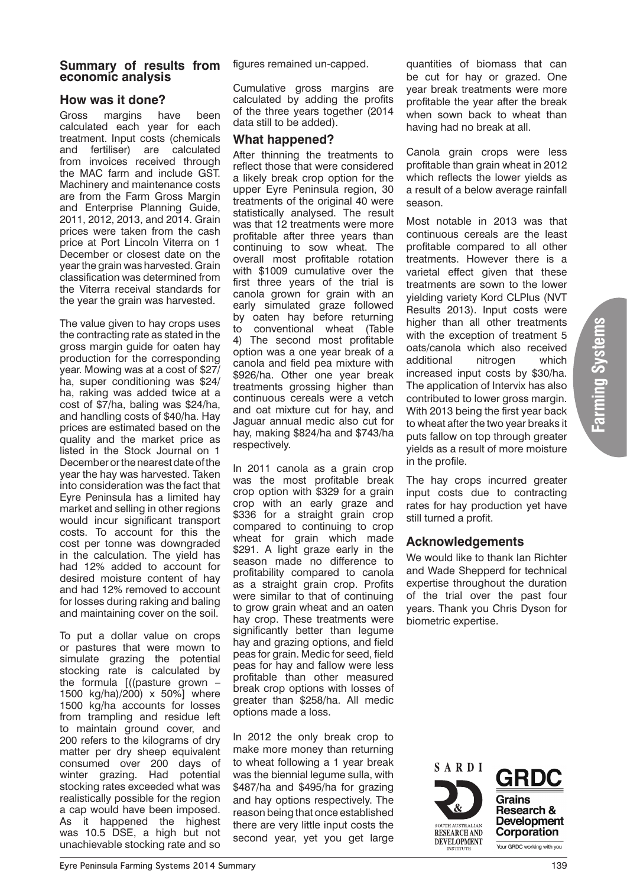## Summary of results from economic analysis

### How was it done?

Gross margins have been calculated each year for each treatment. Input costs (chemicals and fertiliser) are calculated from invoices received through the MAC farm and include GST. Machinery and maintenance costs are from the Farm Gross Margin and Enterprise Planning Guide, 2011, 2012, 2013, and 2014. Grain prices were taken from the cash price at Port Lincoln Viterra on 1 December or closest date on the year the grain was harvested. Grain classification was determined from the Viterra receival standards for the year the grain was harvested.

The value given to hay crops uses the contracting rate as stated in the gross margin guide for oaten hay production for the corresponding year. Mowing was at a cost of $27/ha, super conditioning was $24/ha, raking was added twice at a cost of $7/ha, baling was $24/ha, and handling costs of $40/ha. Hay prices are estimated based on the quality and the market price as listed in the Stock Journal on 1 December or the nearest date of the year the hay was harvested. Taken into consideration was the fact that Eyre Peninsula has a limited hay market and selling in other regions would incur significant transport costs. To account for this the cost per tonne was downgraded in the calculation. The yield has had 12% added to account for desired moisture content of hay and had 12% removed to account for losses during raking and baling and maintaining cover on the soil.

To put a dollar value on crops or pastures that were mown to simulate grazing the potential stocking rate is calculated by the formula [((pasture grown – 1500 kg/ha)/200) x 50%] where 1500 kg/ha accounts for losses from trampling and residue left to maintain ground cover, and 200 refers to the kilograms of dry matter per dry sheep equivalent consumed over 200 days of winter grazing. Had potential stocking rates exceeded what was realistically possible for the region a cap would have been imposed. As it happened the highest was 10.5 DSE, a high but not unachievable stocking rate and so figures remained un-capped.

Cumulative gross margins are calculated by adding the profits of the three years together (2014 data still to be added).

### What happened?

After thinning the treatments to reflect those that were considered a likely break crop option for the upper Eyre Peninsula region, 30 treatments of the original 40 were statistically analysed. The result was that 12 treatments were more profitable after three years than continuing to sow wheat. The overall most profitable rotation with $1009 cumulative over the first three years of the trial is canola grown for grain with an early simulated graze followed by oaten hay before returning to conventional wheat (Table 4) The second most profitable option was a one year break of a canola and field pea mixture with $926/ha. Other one year break treatments grossing higher than continuous cereals were a vetch and oat mixture cut for hay, and Jaguar annual medic also cut for hay, making $824/ha and $743/ha respectively.

In 2011 canola as a grain crop was the most profitable break crop option with $329 for a grain crop with an early graze and $336 for a straight grain crop compared to continuing to crop wheat for grain which made $291. A light graze early in the season made no difference to profitability compared to canola as a straight grain crop. Profits were similar to that of continuing to grow grain wheat and an oaten hay crop. These treatments were significantly better than legume hay and grazing options, and field peas for grain. Medic for seed, field peas for hay and fallow were less profitable than other measured break crop options with losses of greater than $258/ha. All medic options made a loss.

In 2012 the only break crop to make more money than returning to wheat following a 1 year break was the biennial legume sulla, with $487/ha and $495/ha for grazing and hay options respectively. The reason being that once established there are very little input costs the second year, yet you get large quantities of biomass that can be cut for hay or grazed. One year break treatments were more profitable the year after the break when sown back to wheat than having had no break at all.

Canola grain crops were less profitable than grain wheat in 2012 which reflects the lower yields as a result of a below average rainfall season.

Most notable in 2013 was that continuous cereals are the least profitable compared to all other treatments. However there is a varietal effect given that these treatments are sown to the lower yielding variety Kord CLPlus (NVT Results 2013). Input costs were higher than all other treatments with the exception of treatment 5 oats/canola which also received additional nitrogen which increased input costs by $30/ha. The application of Intervix has also contributed to lower gross margin. With 2013 being the first year back to wheat after the two year breaks it puts fallow on top through greater yields as a result of more moisture in the profile.

The hay crops incurred greater input costs due to contracting rates for hay production yet have still turned a profit.

### Acknowledgements

We would like to thank Ian Richter and Wade Shepperd for technical expertise throughout the duration of the trial over the past four years. Thank you Chris Dyson for biometric expertise.

SARDI SOUTH AUSTRALIAN RESEARCH AND DEVELOPMENT INSTITUTE

GRDC Grains Research & Development Corporation
Your GRDC working with you